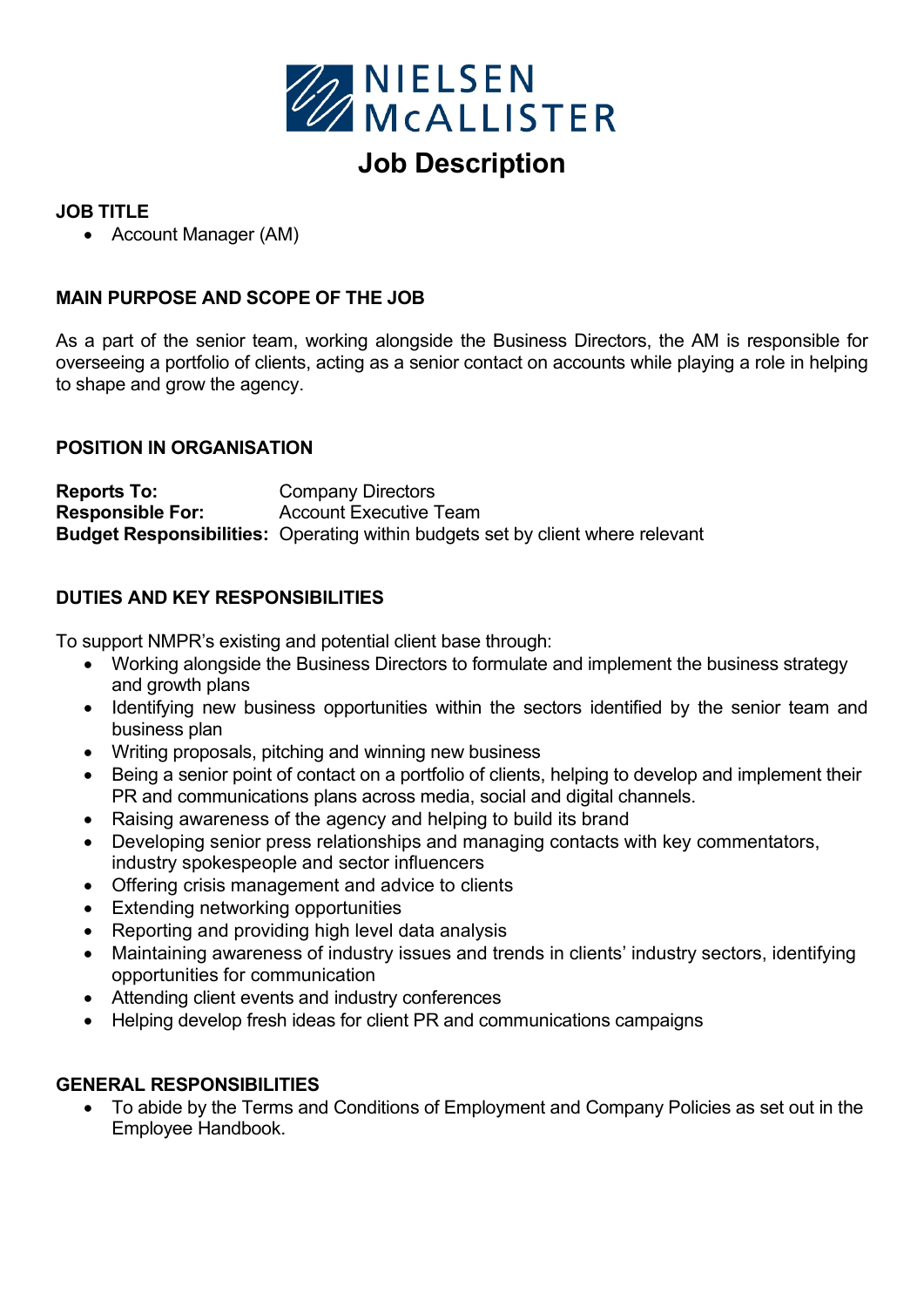NIELSEN McALLISTER

# Job Description

**JOB TITLE**

- Account Manager (AM)

**MAIN PURPOSE AND SCOPE OF THE JOB**

As a part of the senior team, working alongside the Business Directors, the AM is responsible for overseeing a portfolio of clients, acting as a senior contact on accounts while playing a role in helping to shape and grow the agency.

**POSITION IN ORGANISATION**

**Reports To:** Company Directors
**Responsible For:** Account Executive Team
**Budget Responsibilities:** Operating within budgets set by client where relevant

**DUTIES AND KEY RESPONSIBILITIES**

To support NMPR's existing and potential client base through:

- Working alongside the Business Directors to formulate and implement the business strategy and growth plans
- Identifying new business opportunities within the sectors identified by the senior team and business plan
- Writing proposals, pitching and winning new business
- Being a senior point of contact on a portfolio of clients, helping to develop and implement their PR and communications plans across media, social and digital channels.
- Raising awareness of the agency and helping to build its brand
- Developing senior press relationships and managing contacts with key commentators, industry spokespeople and sector influencers
- Offering crisis management and advice to clients
- Extending networking opportunities
- Reporting and providing high level data analysis
- Maintaining awareness of industry issues and trends in clients' industry sectors, identifying opportunities for communication
- Attending client events and industry conferences
- Helping develop fresh ideas for client PR and communications campaigns

**GENERAL RESPONSIBILITIES**

- To abide by the Terms and Conditions of Employment and Company Policies as set out in the Employee Handbook.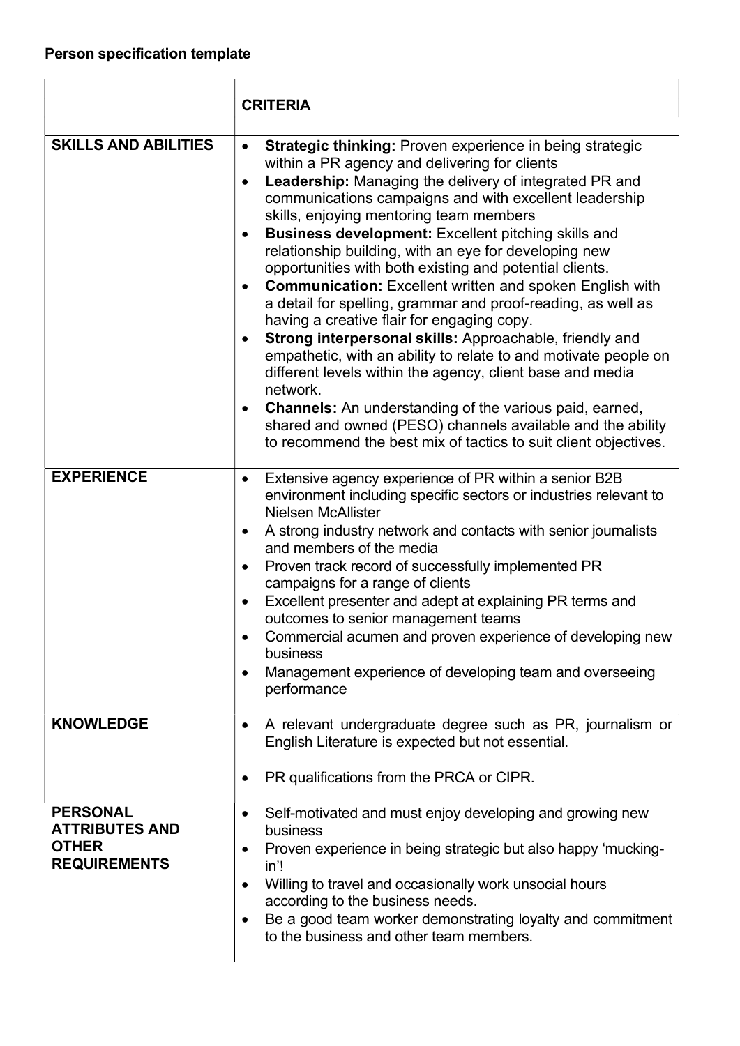**Person specification template**

| | **CRITERIA** |
|---|---|
| **SKILLS AND ABILITIES** | • **Strategic thinking:** Proven experience in being strategic within a PR agency and delivering for clients<br>• **Leadership:** Managing the delivery of integrated PR and communications campaigns and with excellent leadership skills, enjoying mentoring team members<br>• **Business development:** Excellent pitching skills and relationship building, with an eye for developing new opportunities with both existing and potential clients.<br>• **Communication:** Excellent written and spoken English with a detail for spelling, grammar and proof-reading, as well as having a creative flair for engaging copy.<br>• **Strong interpersonal skills:** Approachable, friendly and empathetic, with an ability to relate to and motivate people on different levels within the agency, client base and media network.<br>• **Channels:** An understanding of the various paid, earned, shared and owned (PESO) channels available and the ability to recommend the best mix of tactics to suit client objectives. |
| **EXPERIENCE** | • Extensive agency experience of PR within a senior B2B environment including specific sectors or industries relevant to Nielsen McAllister<br>• A strong industry network and contacts with senior journalists and members of the media<br>• Proven track record of successfully implemented PR campaigns for a range of clients<br>• Excellent presenter and adept at explaining PR terms and outcomes to senior management teams<br>• Commercial acumen and proven experience of developing new business<br>• Management experience of developing team and overseeing performance |
| **KNOWLEDGE** | • A relevant undergraduate degree such as PR, journalism or English Literature is expected but not essential.<br>• PR qualifications from the PRCA or CIPR. |
| **PERSONAL ATTRIBUTES AND OTHER REQUIREMENTS** | • Self-motivated and must enjoy developing and growing new business<br>• Proven experience in being strategic but also happy 'mucking-in'!<br>• Willing to travel and occasionally work unsocial hours according to the business needs.<br>• Be a good team worker demonstrating loyalty and commitment to the business and other team members. |